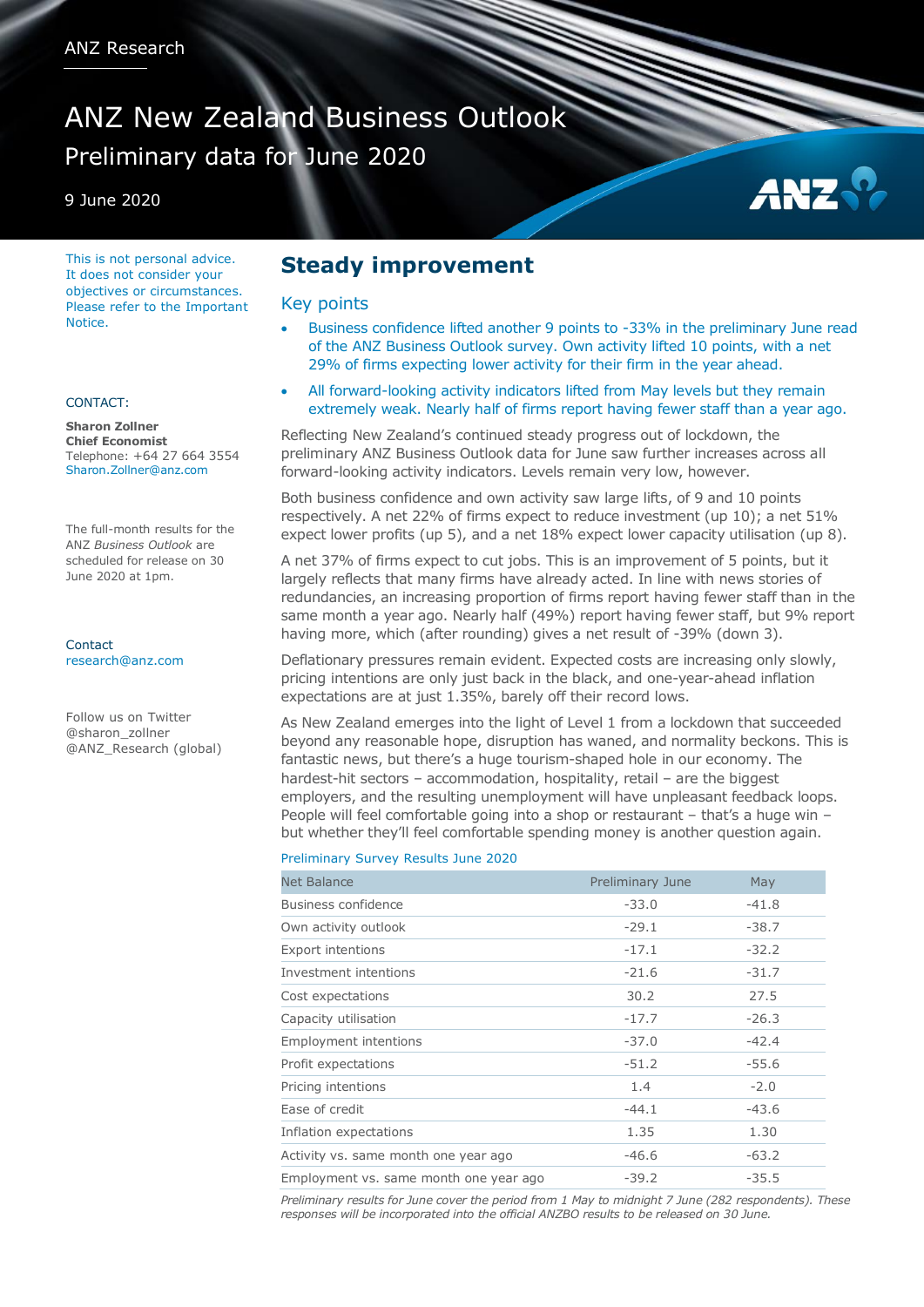ANZ Research

# ANZ New Zealand Business Outlook

## Preliminary data for June 2020

9 June 2020

This is not personal advice. It does not consider your objectives or circumstances. Please refer to the Important Notice.

CONTACT:

**Sharon Zollner**
**Chief Economist**
Telephone: +64 27 664 3554
Sharon.Zollner@anz.com

The full-month results for the ANZ *Business Outlook* are scheduled for release on 30 June 2020 at 1pm.

Contact
research@anz.com

Follow us on Twitter
@sharon_zollner
@ANZ_Research (global)

## Steady improvement

### Key points

- Business confidence lifted another 9 points to -33% in the preliminary June read of the ANZ Business Outlook survey. Own activity lifted 10 points, with a net 29% of firms expecting lower activity for their firm in the year ahead.
- All forward-looking activity indicators lifted from May levels but they remain extremely weak. Nearly half of firms report having fewer staff than a year ago.

Reflecting New Zealand's continued steady progress out of lockdown, the preliminary ANZ Business Outlook data for June saw further increases across all forward-looking activity indicators. Levels remain very low, however.

Both business confidence and own activity saw large lifts, of 9 and 10 points respectively. A net 22% of firms expect to reduce investment (up 10); a net 51% expect lower profits (up 5), and a net 18% expect lower capacity utilisation (up 8).

A net 37% of firms expect to cut jobs. This is an improvement of 5 points, but it largely reflects that many firms have already acted. In line with news stories of redundancies, an increasing proportion of firms report having fewer staff than in the same month a year ago. Nearly half (49%) report having fewer staff, but 9% report having more, which (after rounding) gives a net result of -39% (down 3).

Deflationary pressures remain evident. Expected costs are increasing only slowly, pricing intentions are only just back in the black, and one-year-ahead inflation expectations are at just 1.35%, barely off their record lows.

As New Zealand emerges into the light of Level 1 from a lockdown that succeeded beyond any reasonable hope, disruption has waned, and normality beckons. This is fantastic news, but there's a huge tourism-shaped hole in our economy. The hardest-hit sectors – accommodation, hospitality, retail – are the biggest employers, and the resulting unemployment will have unpleasant feedback loops. People will feel comfortable going into a shop or restaurant – that's a huge win – but whether they'll feel comfortable spending money is another question again.

Preliminary Survey Results June 2020

| Net Balance | Preliminary June | May |
|---|---|---|
| Business confidence | -33.0 | -41.8 |
| Own activity outlook | -29.1 | -38.7 |
| Export intentions | -17.1 | -32.2 |
| Investment intentions | -21.6 | -31.7 |
| Cost expectations | 30.2 | 27.5 |
| Capacity utilisation | -17.7 | -26.3 |
| Employment intentions | -37.0 | -42.4 |
| Profit expectations | -51.2 | -55.6 |
| Pricing intentions | 1.4 | -2.0 |
| Ease of credit | -44.1 | -43.6 |
| Inflation expectations | 1.35 | 1.30 |
| Activity vs. same month one year ago | -46.6 | -63.2 |
| Employment vs. same month one year ago | -39.2 | -35.5 |

*Preliminary results for June cover the period from 1 May to midnight 7 June (282 respondents). These responses will be incorporated into the official ANZBO results to be released on 30 June.*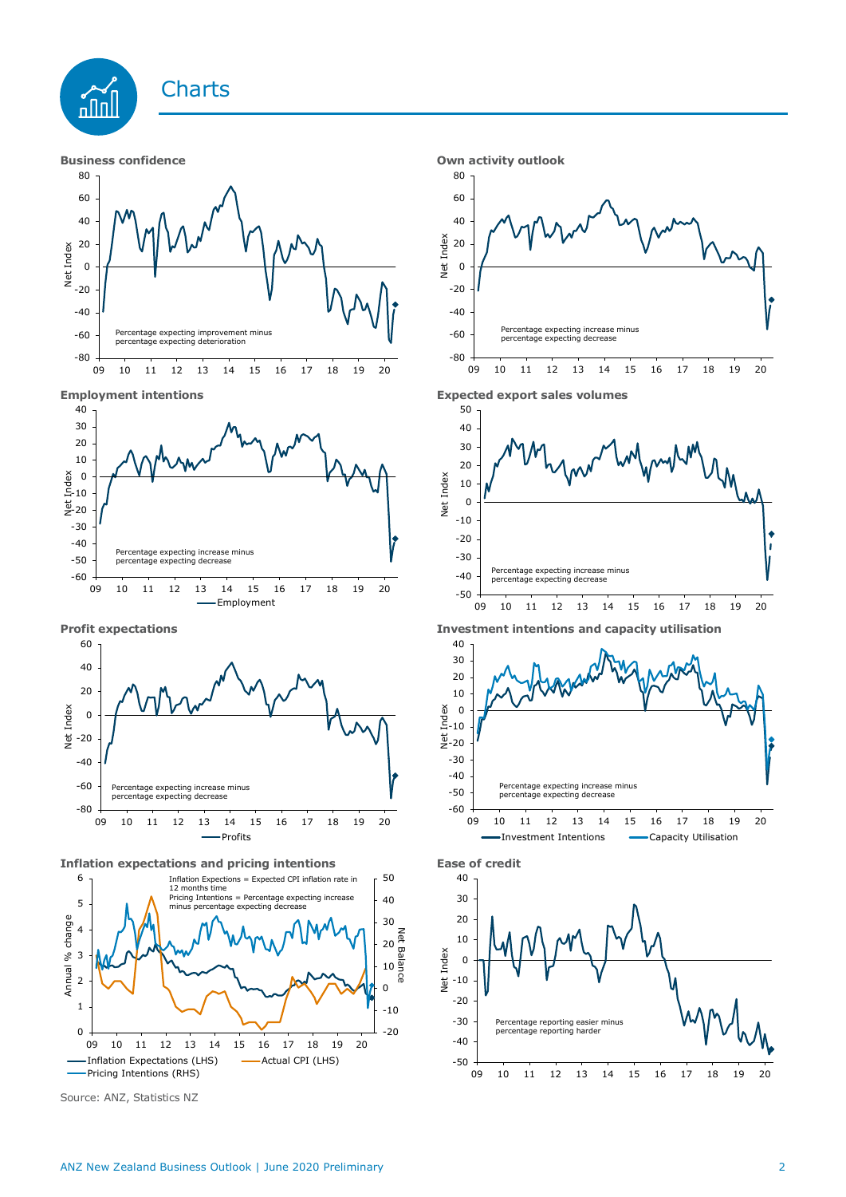# Charts

**Business confidence**

Percentage expecting improvement minus percentage expecting deterioration

**Own activity outlook**

Percentage expecting increase minus percentage expecting decrease

**Employment intentions**

Percentage expecting increase minus percentage expecting decrease

**Expected export sales volumes**

Percentage expecting increase minus percentage expecting decrease

**Profit expectations**

Percentage expecting increase minus percentage expecting decrease

**Investment intentions and capacity utilisation**

Percentage expecting increase minus percentage expecting decrease

**Inflation expectations and pricing intentions**

Inflation Expectations = Expected CPI inflation rate in 12 months time

Pricing Intentions = Percentage expecting increase minus percentage expecting decrease

**Ease of credit**

Percentage reporting easier minus percentage reporting harder

Source: ANZ, Statistics NZ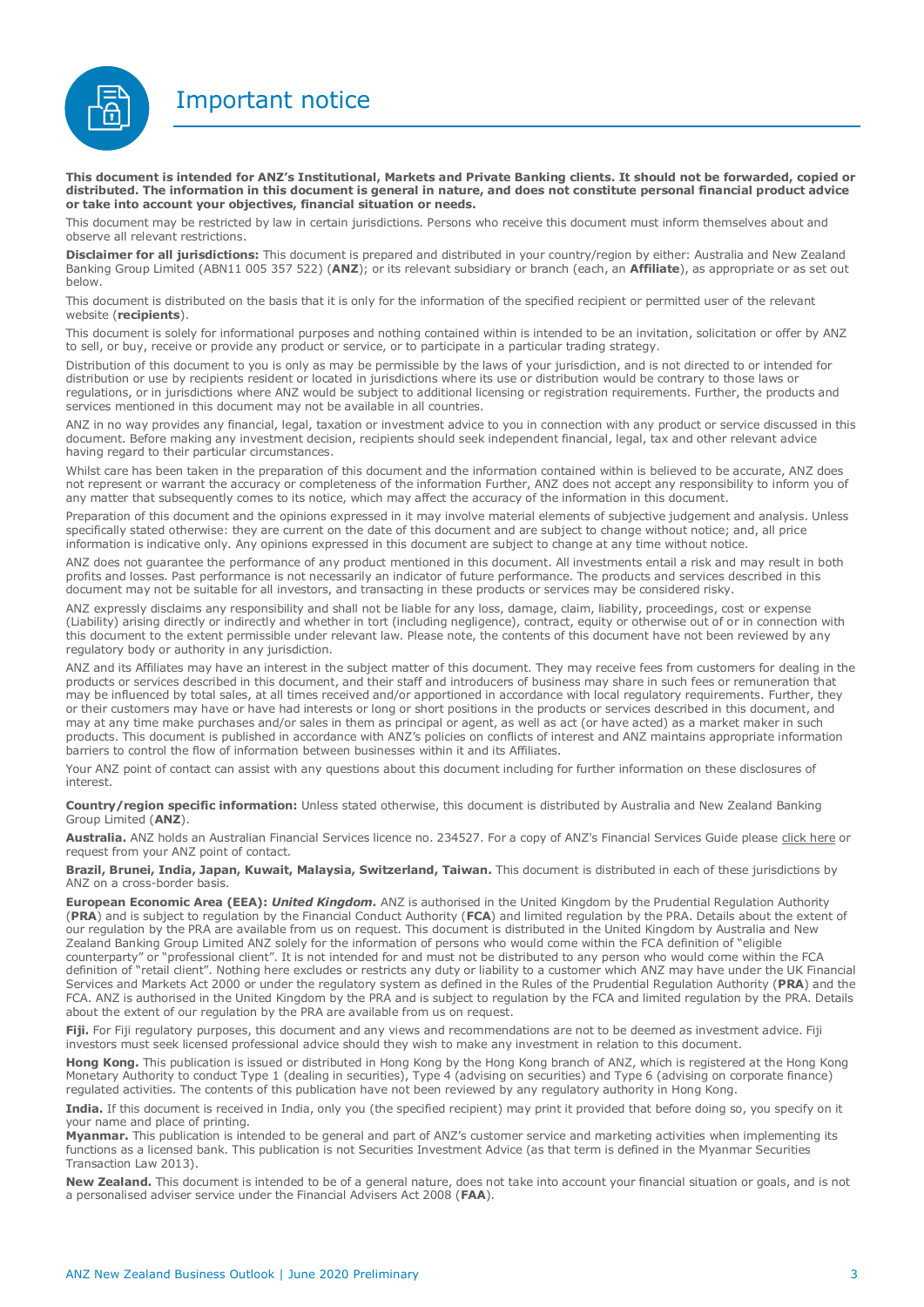# Important notice

**This document is intended for ANZ's Institutional, Markets and Private Banking clients. It should not be forwarded, copied or distributed. The information in this document is general in nature, and does not constitute personal financial product advice or take into account your objectives, financial situation or needs.**

This document may be restricted by law in certain jurisdictions. Persons who receive this document must inform themselves about and observe all relevant restrictions.

**Disclaimer for all jurisdictions:** This document is prepared and distributed in your country/region by either: Australia and New Zealand Banking Group Limited (ABN11 005 357 522) (**ANZ**); or its relevant subsidiary or branch (each, an **Affiliate**), as appropriate or as set out below.

This document is distributed on the basis that it is only for the information of the specified recipient or permitted user of the relevant website (**recipients**).

This document is solely for informational purposes and nothing contained within is intended to be an invitation, solicitation or offer by ANZ to sell, or buy, receive or provide any product or service, or to participate in a particular trading strategy.

Distribution of this document to you is only as may be permissible by the laws of your jurisdiction, and is not directed to or intended for distribution or use by recipients resident or located in jurisdictions where its use or distribution would be contrary to those laws or regulations, or in jurisdictions where ANZ would be subject to additional licensing or registration requirements. Further, the products and services mentioned in this document may not be available in all countries.

ANZ in no way provides any financial, legal, taxation or investment advice to you in connection with any product or service discussed in this document. Before making any investment decision, recipients should seek independent financial, legal, tax and other relevant advice having regard to their particular circumstances.

Whilst care has been taken in the preparation of this document and the information contained within is believed to be accurate, ANZ does not represent or warrant the accuracy or completeness of the information Further, ANZ does not accept any responsibility to inform you of any matter that subsequently comes to its notice, which may affect the accuracy of the information in this document.

Preparation of this document and the opinions expressed in it may involve material elements of subjective judgement and analysis. Unless specifically stated otherwise: they are current on the date of this document and are subject to change without notice; and, all price information is indicative only. Any opinions expressed in this document are subject to change at any time without notice.

ANZ does not guarantee the performance of any product mentioned in this document. All investments entail a risk and may result in both profits and losses. Past performance is not necessarily an indicator of future performance. The products and services described in this document may not be suitable for all investors, and transacting in these products or services may be considered risky.

ANZ expressly disclaims any responsibility and shall not be liable for any loss, damage, claim, liability, proceedings, cost or expense (Liability) arising directly or indirectly and whether in tort (including negligence), contract, equity or otherwise out of or in connection with this document to the extent permissible under relevant law. Please note, the contents of this document have not been reviewed by any regulatory body or authority in any jurisdiction.

ANZ and its Affiliates may have an interest in the subject matter of this document. They may receive fees from customers for dealing in the products or services described in this document, and their staff and introducers of business may share in such fees or remuneration that may be influenced by total sales, at all times received and/or apportioned in accordance with local regulatory requirements. Further, they or their customers may have or have had interests or long or short positions in the products or services described in this document, and may at any time make purchases and/or sales in them as principal or agent, as well as act (or have acted) as a market maker in such products. This document is published in accordance with ANZ's policies on conflicts of interest and ANZ maintains appropriate information barriers to control the flow of information between businesses within it and its Affiliates.

Your ANZ point of contact can assist with any questions about this document including for further information on these disclosures of interest.

**Country/region specific information:** Unless stated otherwise, this document is distributed by Australia and New Zealand Banking Group Limited (**ANZ**).

**Australia.** ANZ holds an Australian Financial Services licence no. 234527. For a copy of ANZ's Financial Services Guide please click here or request from your ANZ point of contact.

**Brazil, Brunei, India, Japan, Kuwait, Malaysia, Switzerland, Taiwan.** This document is distributed in each of these jurisdictions by ANZ on a cross-border basis.

**European Economic Area (EEA):** ***United Kingdom.*** ANZ is authorised in the United Kingdom by the Prudential Regulation Authority (**PRA**) and is subject to regulation by the Financial Conduct Authority (**FCA**) and limited regulation by the PRA. Details about the extent of our regulation by the PRA are available from us on request. This document is distributed in the United Kingdom by Australia and New Zealand Banking Group Limited ANZ solely for the information of persons who would come within the FCA definition of "eligible counterparty" or "professional client". It is not intended for and must not be distributed to any person who would come within the FCA definition of "retail client". Nothing here excludes or restricts any duty or liability to a customer which ANZ may have under the UK Financial Services and Markets Act 2000 or under the regulatory system as defined in the Rules of the Prudential Regulation Authority (**PRA**) and the FCA. ANZ is authorised in the United Kingdom by the PRA and is subject to regulation by the FCA and limited regulation by the PRA. Details about the extent of our regulation by the PRA are available from us on request.

**Fiji.** For Fiji regulatory purposes, this document and any views and recommendations are not to be deemed as investment advice. Fiji investors must seek licensed professional advice should they wish to make any investment in relation to this document.

**Hong Kong.** This publication is issued or distributed in Hong Kong by the Hong Kong branch of ANZ, which is registered at the Hong Kong Monetary Authority to conduct Type 1 (dealing in securities), Type 4 (advising on securities) and Type 6 (advising on corporate finance) regulated activities. The contents of this publication have not been reviewed by any regulatory authority in Hong Kong.

**India.** If this document is received in India, only you (the specified recipient) may print it provided that before doing so, you specify on it your name and place of printing.

**Myanmar.** This publication is intended to be general and part of ANZ's customer service and marketing activities when implementing its functions as a licensed bank. This publication is not Securities Investment Advice (as that term is defined in the Myanmar Securities Transaction Law 2013).

**New Zealand.** This document is intended to be of a general nature, does not take into account your financial situation or goals, and is not a personalised adviser service under the Financial Advisers Act 2008 (**FAA**).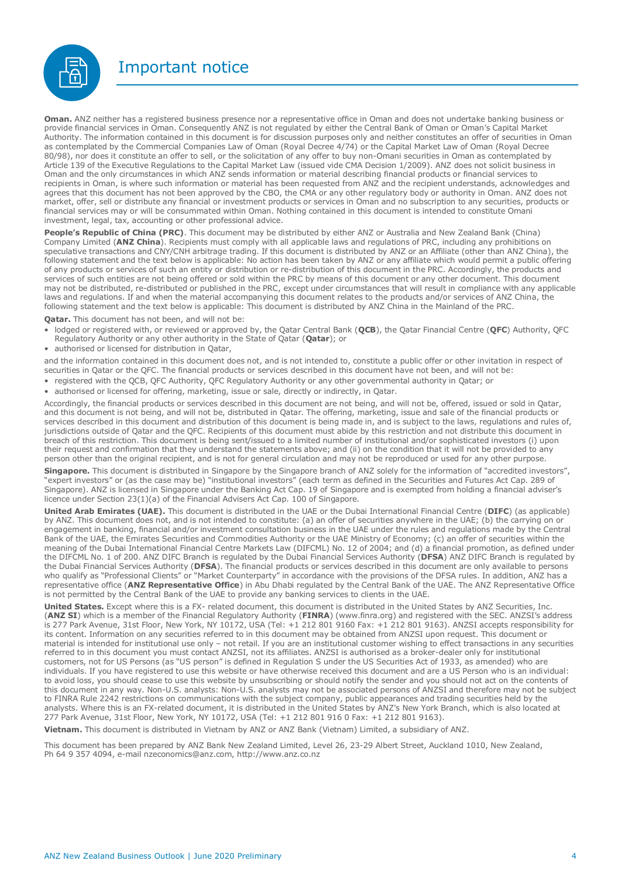# Important notice

**Oman.** ANZ neither has a registered business presence nor a representative office in Oman and does not undertake banking business or provide financial services in Oman. Consequently ANZ is not regulated by either the Central Bank of Oman or Oman's Capital Market Authority. The information contained in this document is for discussion purposes only and neither constitutes an offer of securities in Oman as contemplated by the Commercial Companies Law of Oman (Royal Decree 4/74) or the Capital Market Law of Oman (Royal Decree 80/98), nor does it constitute an offer to sell, or the solicitation of any offer to buy non-Omani securities in Oman as contemplated by Article 139 of the Executive Regulations to the Capital Market Law (issued vide CMA Decision 1/2009). ANZ does not solicit business in Oman and the only circumstances in which ANZ sends information or material describing financial products or financial services to recipients in Oman, is where such information or material has been requested from ANZ and the recipient understands, acknowledges and agrees that this document has not been approved by the CBO, the CMA or any other regulatory body or authority in Oman. ANZ does not market, offer, sell or distribute any financial or investment products or services in Oman and no subscription to any securities, products or financial services may or will be consummated within Oman. Nothing contained in this document is intended to constitute Omani investment, legal, tax, accounting or other professional advice.

**People's Republic of China (PRC)**. This document may be distributed by either ANZ or Australia and New Zealand Bank (China) Company Limited (**ANZ China**). Recipients must comply with all applicable laws and regulations of PRC, including any prohibitions on speculative transactions and CNY/CNH arbitrage trading. If this document is distributed by ANZ or an Affiliate (other than ANZ China), the following statement and the text below is applicable: No action has been taken by ANZ or any affiliate which would permit a public offering of any products or services of such an entity or distribution or re-distribution of this document in the PRC. Accordingly, the products and services of such entities are not being offered or sold within the PRC by means of this document or any other document. This document may not be distributed, re-distributed or published in the PRC, except under circumstances that will result in compliance with any applicable laws and regulations. If and when the material accompanying this document relates to the products and/or services of ANZ China, the following statement and the text below is applicable: This document is distributed by ANZ China in the Mainland of the PRC.

**Qatar.** This document has not been, and will not be:

- lodged or registered with, or reviewed or approved by, the Qatar Central Bank (**QCB**), the Qatar Financial Centre (**QFC**) Authority, QFC Regulatory Authority or any other authority in the State of Qatar (**Qatar**); or
- authorised or licensed for distribution in Qatar,

and the information contained in this document does not, and is not intended to, constitute a public offer or other invitation in respect of securities in Qatar or the QFC. The financial products or services described in this document have not been, and will not be:

- registered with the QCB, QFC Authority, QFC Regulatory Authority or any other governmental authority in Qatar; or
- authorised or licensed for offering, marketing, issue or sale, directly or indirectly, in Qatar.

Accordingly, the financial products or services described in this document are not being, and will not be, offered, issued or sold in Qatar, and this document is not being, and will not be, distributed in Qatar. The offering, marketing, issue and sale of the financial products or services described in this document and distribution of this document is being made in, and is subject to the laws, regulations and rules of, jurisdictions outside of Qatar and the QFC. Recipients of this document must abide by this restriction and not distribute this document in breach of this restriction. This document is being sent/issued to a limited number of institutional and/or sophisticated investors (i) upon their request and confirmation that they understand the statements above; and (ii) on the condition that it will not be provided to any person other than the original recipient, and is not for general circulation and may not be reproduced or used for any other purpose.

**Singapore.** This document is distributed in Singapore by the Singapore branch of ANZ solely for the information of "accredited investors", "expert investors" or (as the case may be) "institutional investors" (each term as defined in the Securities and Futures Act Cap. 289 of Singapore). ANZ is licensed in Singapore under the Banking Act Cap. 19 of Singapore and is exempted from holding a financial adviser's licence under Section 23(1)(a) of the Financial Advisers Act Cap. 100 of Singapore.

**United Arab Emirates (UAE).** This document is distributed in the UAE or the Dubai International Financial Centre (**DIFC**) (as applicable) by ANZ. This document does not, and is not intended to constitute: (a) an offer of securities anywhere in the UAE; (b) the carrying on or engagement in banking, financial and/or investment consultation business in the UAE under the rules and regulations made by the Central Bank of the UAE, the Emirates Securities and Commodities Authority or the UAE Ministry of Economy; (c) an offer of securities within the meaning of the Dubai International Financial Centre Markets Law (DIFCML) No. 12 of 2004; and (d) a financial promotion, as defined under the DIFCML No. 1 of 200. ANZ DIFC Branch is regulated by the Dubai Financial Services Authority (**DFSA**) ANZ DIFC Branch is regulated by the Dubai Financial Services Authority (**DFSA**). The financial products or services described in this document are only available to persons who qualify as "Professional Clients" or "Market Counterparty" in accordance with the provisions of the DFSA rules. In addition, ANZ has a representative office (**ANZ Representative Office**) in Abu Dhabi regulated by the Central Bank of the UAE. The ANZ Representative Office is not permitted by the Central Bank of the UAE to provide any banking services to clients in the UAE.

**United States.** Except where this is a FX- related document, this document is distributed in the United States by ANZ Securities, Inc. (**ANZ SI**) which is a member of the Financial Regulatory Authority (**FINRA**) (www.finra.org) and registered with the SEC. ANZSI's address is 277 Park Avenue, 31st Floor, New York, NY 10172, USA (Tel: +1 212 801 9160 Fax: +1 212 801 9163). ANZSI accepts responsibility for its content. Information on any securities referred to in this document may be obtained from ANZSI upon request. This document or material is intended for institutional use only – not retail. If you are an institutional customer wishing to effect transactions in any securities referred to in this document you must contact ANZSI, not its affiliates. ANZSI is authorised as a broker-dealer only for institutional customers, not for US Persons (as "US person" is defined in Regulation S under the US Securities Act of 1933, as amended) who are individuals. If you have registered to use this website or have otherwise received this document and are a US Person who is an individual: to avoid loss, you should cease to use this website by unsubscribing or should notify the sender and you should not act on the contents of this document in any way. Non-U.S. analysts: Non-U.S. analysts may not be associated persons of ANZSI and therefore may not be subject to FINRA Rule 2242 restrictions on communications with the subject company, public appearances and trading securities held by the analysts. Where this is an FX-related document, it is distributed in the United States by ANZ's New York Branch, which is also located at 277 Park Avenue, 31st Floor, New York, NY 10172, USA (Tel: +1 212 801 916 0 Fax: +1 212 801 9163).

**Vietnam.** This document is distributed in Vietnam by ANZ or ANZ Bank (Vietnam) Limited, a subsidiary of ANZ.

This document has been prepared by ANZ Bank New Zealand Limited, Level 26, 23-29 Albert Street, Auckland 1010, New Zealand, Ph 64 9 357 4094, e-mail nzeconomics@anz.com, http://www.anz.co.nz